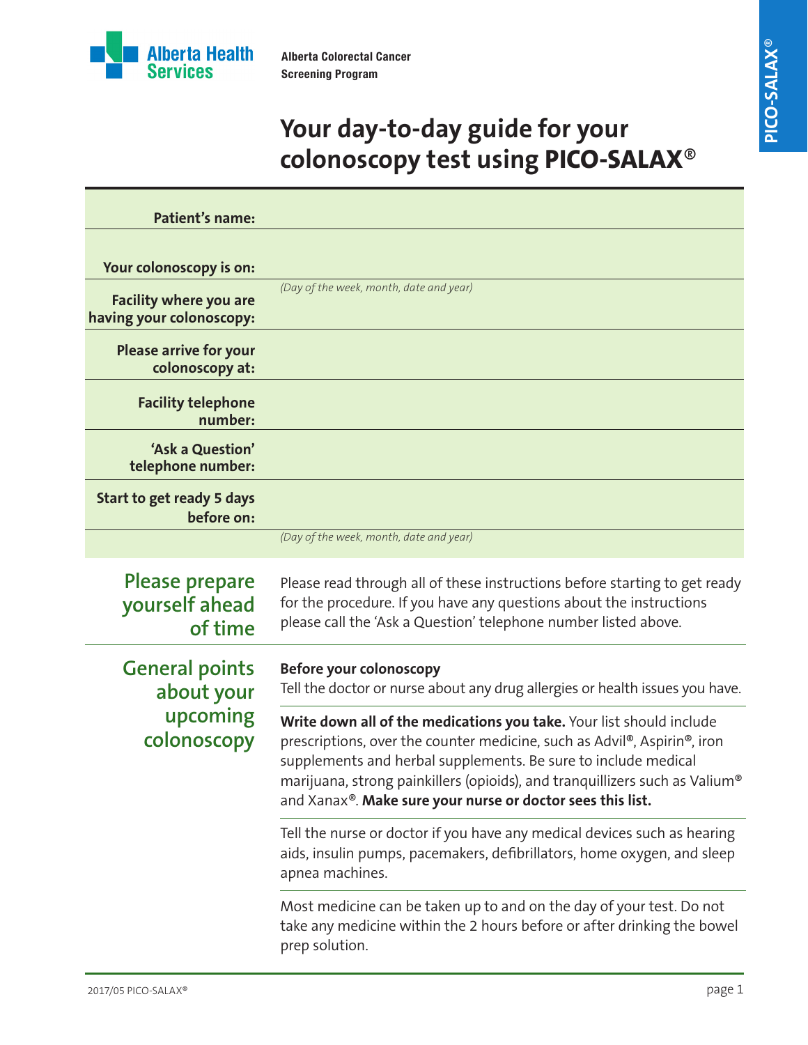Alberta Health Services

**Alberta Colorectal Cancer Screening Program**

PICO-SALAX®

# Your day-to-day guide for your colonoscopy test using PICO-SALAX®

| | |
|---|---|
| **Patient's name:** | |
| **Your colonoscopy is on:** | *(Day of the week, month, date and year)* |
| **Facility where you are having your colonoscopy:** | |
| **Please arrive for your colonoscopy at:** | |
| **Facility telephone number:** | |
| **'Ask a Question' telephone number:** | |
| **Start to get ready 5 days before on:** | *(Day of the week, month, date and year)* |

## Please prepare yourself ahead of time

Please read through all of these instructions before starting to get ready for the procedure. If you have any questions about the instructions please call the 'Ask a Question' telephone number listed above.

## General points about your upcoming colonoscopy

**Before your colonoscopy**
Tell the doctor or nurse about any drug allergies or health issues you have.

**Write down all of the medications you take.** Your list should include prescriptions, over the counter medicine, such as Advil®, Aspirin®, iron supplements and herbal supplements. Be sure to include medical marijuana, strong painkillers (opioids), and tranquillizers such as Valium® and Xanax®. **Make sure your nurse or doctor sees this list.**

Tell the nurse or doctor if you have any medical devices such as hearing aids, insulin pumps, pacemakers, defibrillators, home oxygen, and sleep apnea machines.

Most medicine can be taken up to and on the day of your test. Do not take any medicine within the 2 hours before or after drinking the bowel prep solution.

2017/05 PICO-SALAX®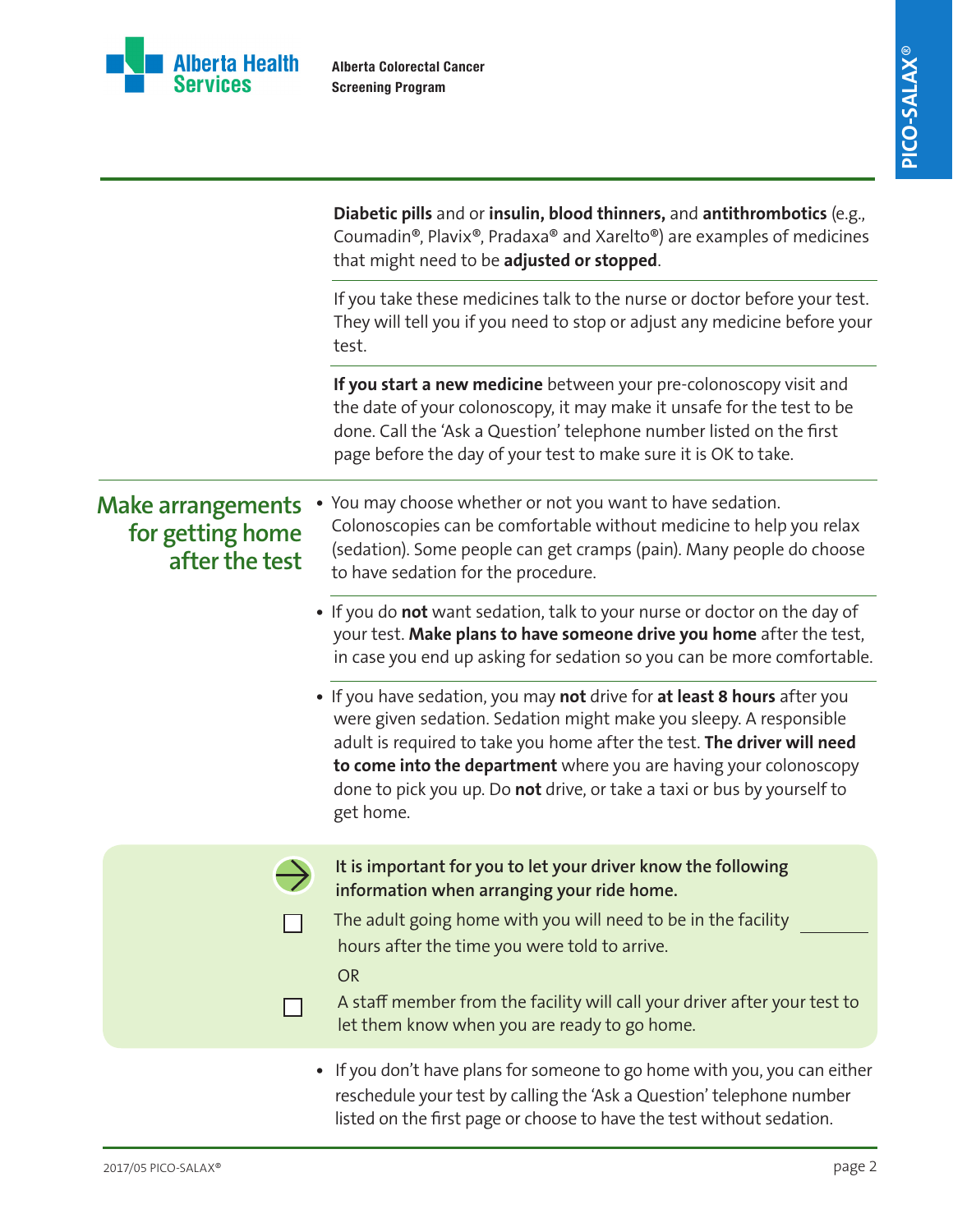**Diabetic pills** and or **insulin, blood thinners,** and **antithrombotics** (e.g., Coumadin®, Plavix®, Pradaxa® and Xarelto®) are examples of medicines that might need to be **adjusted or stopped**.

If you take these medicines talk to the nurse or doctor before your test. They will tell you if you need to stop or adjust any medicine before your test.

**If you start a new medicine** between your pre-colonoscopy visit and the date of your colonoscopy, it may make it unsafe for the test to be done. Call the 'Ask a Question' telephone number listed on the first page before the day of your test to make sure it is OK to take.

## Make arrangements for getting home after the test

- You may choose whether or not you want to have sedation. Colonoscopies can be comfortable without medicine to help you relax (sedation). Some people can get cramps (pain). Many people do choose to have sedation for the procedure.

- If you do **not** want sedation, talk to your nurse or doctor on the day of your test. **Make plans to have someone drive you home** after the test, in case you end up asking for sedation so you can be more comfortable.

- If you have sedation, you may **not** drive for **at least 8 hours** after you were given sedation. Sedation might make you sleepy. A responsible adult is required to take you home after the test. **The driver will need to come into the department** where you are having your colonoscopy done to pick you up. Do **not** drive, or take a taxi or bus by yourself to get home.

It is important for you to let your driver know the following information when arranging your ride home.

☐ The adult going home with you will need to be in the facility ________ hours after the time you were told to arrive.

OR

☐ A staff member from the facility will call your driver after your test to let them know when you are ready to go home.

- If you don't have plans for someone to go home with you, you can either reschedule your test by calling the 'Ask a Question' telephone number listed on the first page or choose to have the test without sedation.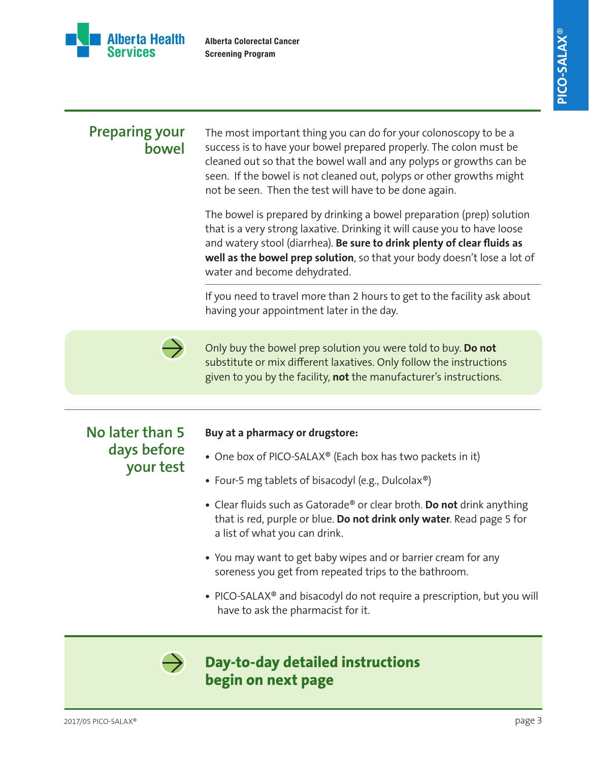## Preparing your bowel

The most important thing you can do for your colonoscopy to be a success is to have your bowel prepared properly. The colon must be cleaned out so that the bowel wall and any polyps or growths can be seen. If the bowel is not cleaned out, polyps or other growths might not be seen. Then the test will have to be done again.

The bowel is prepared by drinking a bowel preparation (prep) solution that is a very strong laxative. Drinking it will cause you to have loose and watery stool (diarrhea). **Be sure to drink plenty of clear fluids as well as the bowel prep solution**, so that your body doesn't lose a lot of water and become dehydrated.

If you need to travel more than 2 hours to get to the facility ask about having your appointment later in the day.

Only buy the bowel prep solution you were told to buy. **Do not** substitute or mix different laxatives. Only follow the instructions given to you by the facility, **not** the manufacturer's instructions.

## No later than 5 days before your test

**Buy at a pharmacy or drugstore:**

- One box of PICO-SALAX® (Each box has two packets in it)
- Four-5 mg tablets of bisacodyl (e.g., Dulcolax®)
- Clear fluids such as Gatorade® or clear broth. **Do not** drink anything that is red, purple or blue. **Do not drink only water**. Read page 5 for a list of what you can drink.
- You may want to get baby wipes and or barrier cream for any soreness you get from repeated trips to the bathroom.
- PICO-SALAX® and bisacodyl do not require a prescription, but you will have to ask the pharmacist for it.

**Day-to-day detailed instructions begin on next page**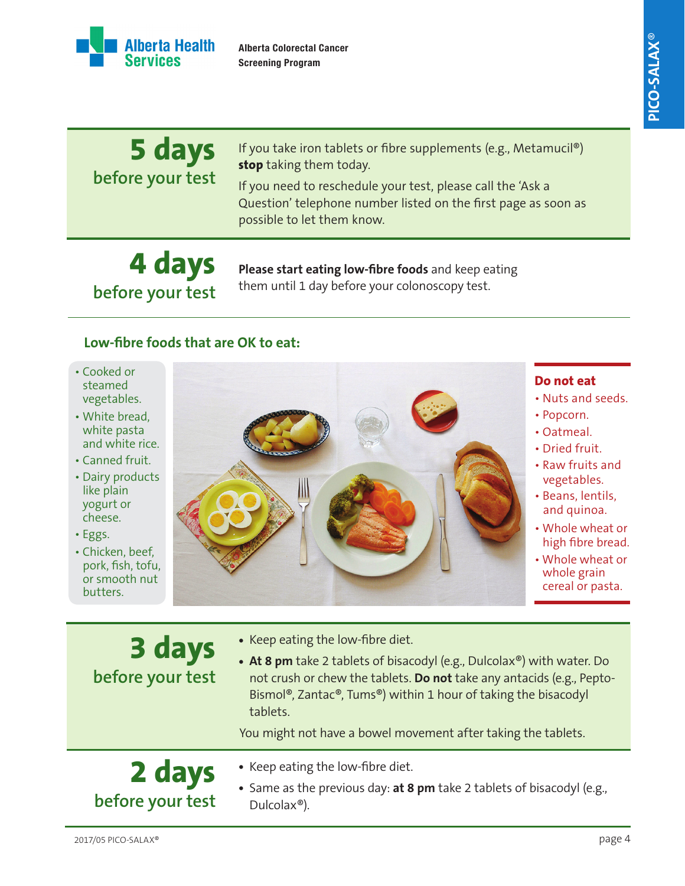## 5 days before your test

If you take iron tablets or fibre supplements (e.g., Metamucil®) **stop** taking them today.

If you need to reschedule your test, please call the 'Ask a Question' telephone number listed on the first page as soon as possible to let them know.

## 4 days before your test

**Please start eating low-fibre foods** and keep eating them until 1 day before your colonoscopy test.

### Low-fibre foods that are OK to eat:

- Cooked or steamed vegetables.
- White bread, white pasta and white rice.
- Canned fruit.
- Dairy products like plain yogurt or cheese.
- Eggs.
- Chicken, beef, pork, fish, tofu, or smooth nut butters.

### Do not eat

- Nuts and seeds.
- Popcorn.
- Oatmeal.
- Dried fruit.
- Raw fruits and vegetables.
- Beans, lentils, and quinoa.
- Whole wheat or high fibre bread.
- Whole wheat or whole grain cereal or pasta.

## 3 days before your test

- Keep eating the low-fibre diet.
- **At 8 pm** take 2 tablets of bisacodyl (e.g., Dulcolax®) with water. Do not crush or chew the tablets. **Do not** take any antacids (e.g., Pepto-Bismol®, Zantac®, Tums®) within 1 hour of taking the bisacodyl tablets.

You might not have a bowel movement after taking the tablets.

## 2 days before your test

- Keep eating the low-fibre diet.
- Same as the previous day: **at 8 pm** take 2 tablets of bisacodyl (e.g., Dulcolax®).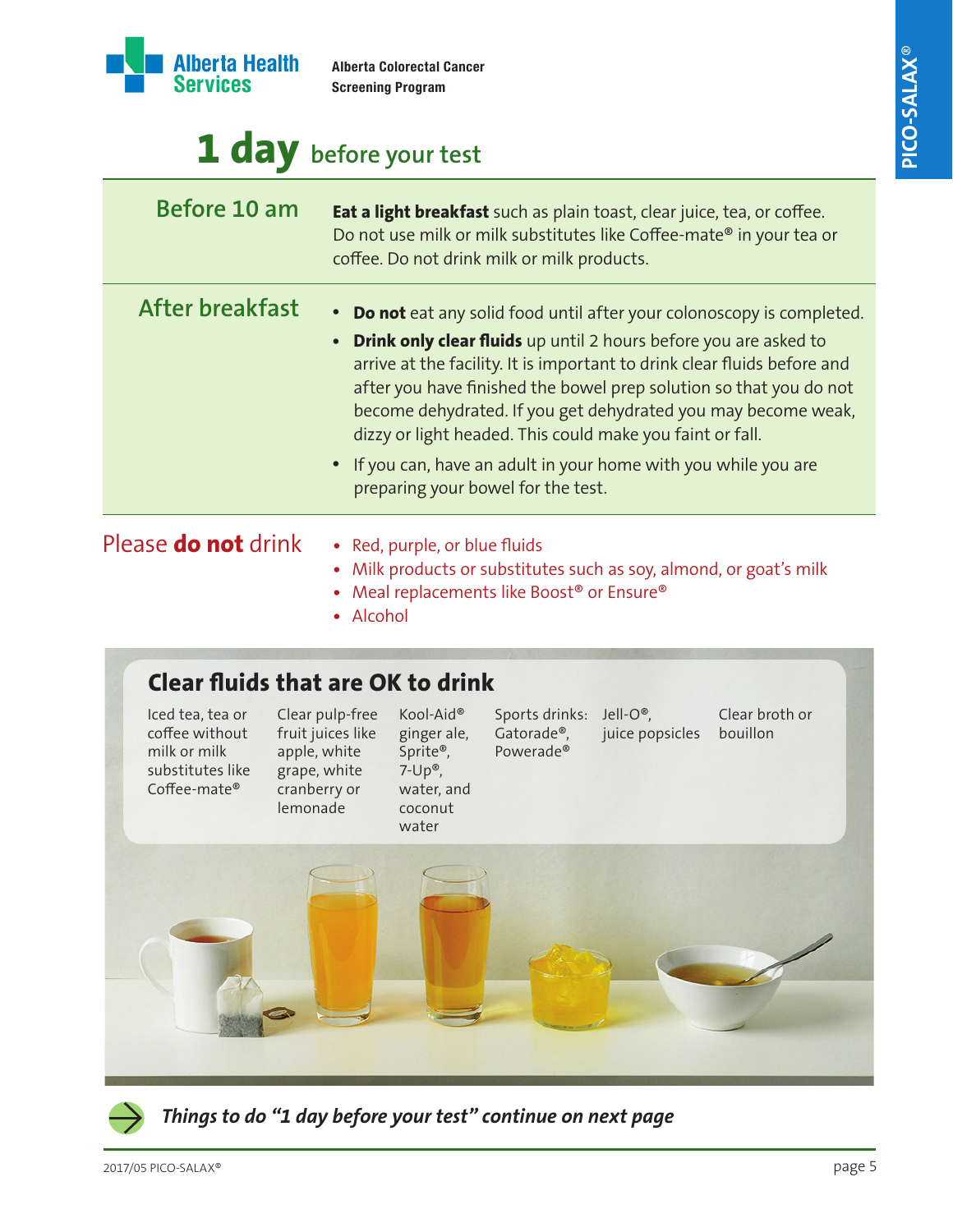Alberta Health Services

Alberta Colorectal Cancer Screening Program

# 1 day before your test

## Before 10 am

**Eat a light breakfast** such as plain toast, clear juice, tea, or coffee. Do not use milk or milk substitutes like Coffee-mate® in your tea or coffee. Do not drink milk or milk products.

## After breakfast

- **Do not** eat any solid food until after your colonoscopy is completed.
- **Drink only clear fluids** up until 2 hours before you are asked to arrive at the facility. It is important to drink clear fluids before and after you have finished the bowel prep solution so that you do not become dehydrated. If you get dehydrated you may become weak, dizzy or light headed. This could make you faint or fall.
- If you can, have an adult in your home with you while you are preparing your bowel for the test.

## Please **do not** drink

- Red, purple, or blue fluids
- Milk products or substitutes such as soy, almond, or goat's milk
- Meal replacements like Boost® or Ensure®
- Alcohol

## Clear fluids that are OK to drink

- Iced tea, tea or coffee without milk or milk substitutes like Coffee-mate®
- Clear pulp-free fruit juices like apple, white grape, white cranberry or lemonade
- Kool-Aid® ginger ale, Sprite®, 7-Up®, water, and coconut water
- Sports drinks: Gatorade®, Powerade®
- Jell-O®, juice popsicles
- Clear broth or bouillon

***Things to do "1 day before your test" continue on next page***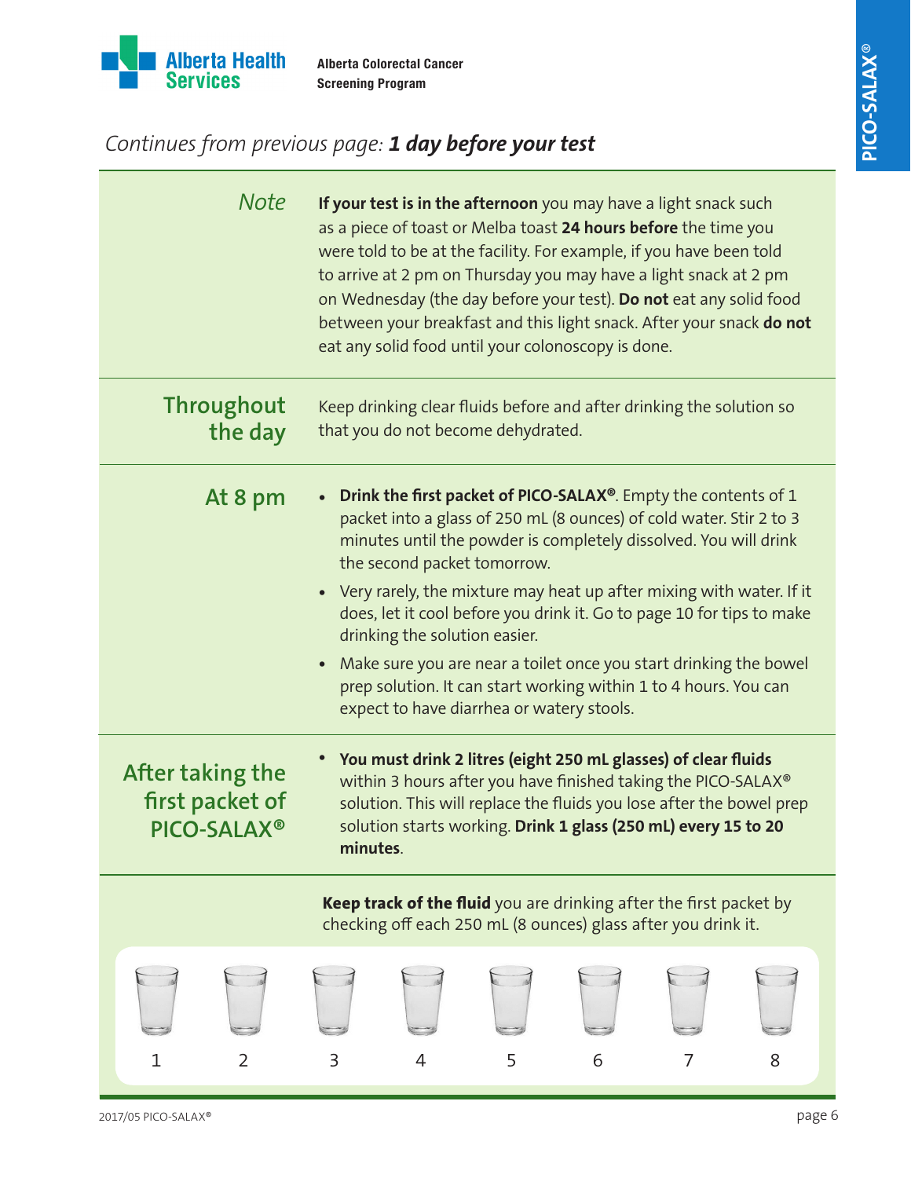*Continues from previous page:* ***1 day before your test***

| | |
|---|---|
| *Note* | **If your test is in the afternoon** you may have a light snack such as a piece of toast or Melba toast **24 hours before** the time you were told to be at the facility. For example, if you have been told to arrive at 2 pm on Thursday you may have a light snack at 2 pm on Wednesday (the day before your test). **Do not** eat any solid food between your breakfast and this light snack. After your snack **do not** eat any solid food until your colonoscopy is done. |
| **Throughout the day** | Keep drinking clear fluids before and after drinking the solution so that you do not become dehydrated. |
| **At 8 pm** | • **Drink the first packet of PICO-SALAX®**. Empty the contents of 1 packet into a glass of 250 mL (8 ounces) of cold water. Stir 2 to 3 minutes until the powder is completely dissolved. You will drink the second packet tomorrow.<br>• Very rarely, the mixture may heat up after mixing with water. If it does, let it cool before you drink it. Go to page 10 for tips to make drinking the solution easier.<br>• Make sure you are near a toilet once you start drinking the bowel prep solution. It can start working within 1 to 4 hours. You can expect to have diarrhea or watery stools. |
| **After taking the first packet of PICO-SALAX®** | • **You must drink 2 litres (eight 250 mL glasses) of clear fluids** within 3 hours after you have finished taking the PICO-SALAX® solution. This will replace the fluids you lose after the bowel prep solution starts working. **Drink 1 glass (250 mL) every 15 to 20 minutes**. |

**Keep track of the fluid** you are drinking after the first packet by checking off each 250 mL (8 ounces) glass after you drink it.

| 1 | 2 | 3 | 4 | 5 | 6 | 7 | 8 |
|---|---|---|---|---|---|---|---|
| ☐ | ☐ | ☐ | ☐ | ☐ | ☐ | ☐ | ☐ |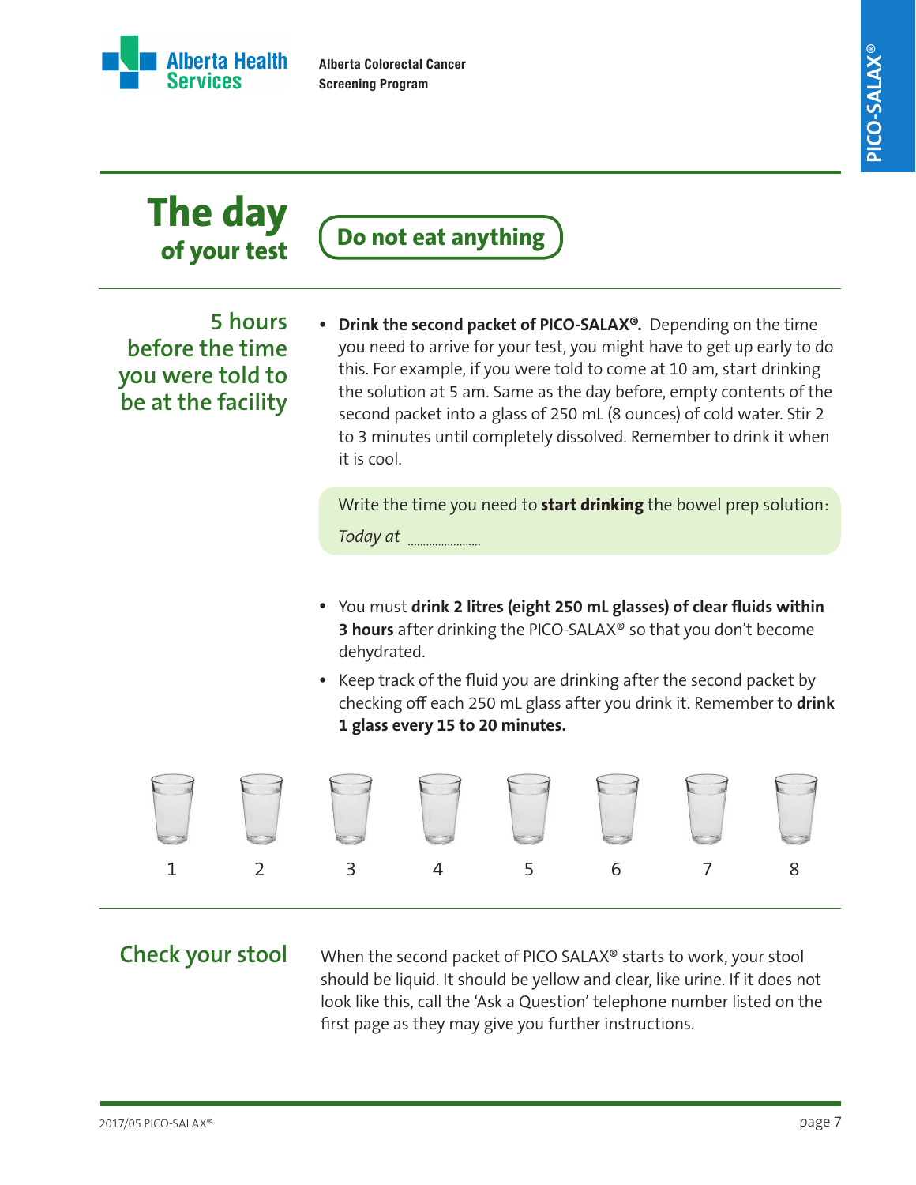# The day of your test

**Do not eat anything**

## 5 hours before the time you were told to be at the facility

- **Drink the second packet of PICO-SALAX®.** Depending on the time you need to arrive for your test, you might have to get up early to do this. For example, if you were told to come at 10 am, start drinking the solution at 5 am. Same as the day before, empty contents of the second packet into a glass of 250 mL (8 ounces) of cold water. Stir 2 to 3 minutes until completely dissolved. Remember to drink it when it is cool.

Write the time you need to **start drinking** the bowel prep solution:

*Today at* ......................

- You must **drink 2 litres (eight 250 mL glasses) of clear fluids within 3 hours** after drinking the PICO-SALAX® so that you don't become dehydrated.
- Keep track of the fluid you are drinking after the second packet by checking off each 250 mL glass after you drink it. Remember to **drink 1 glass every 15 to 20 minutes.**

1 2 3 4 5 6 7 8

## Check your stool

When the second packet of PICO SALAX® starts to work, your stool should be liquid. It should be yellow and clear, like urine. If it does not look like this, call the 'Ask a Question' telephone number listed on the first page as they may give you further instructions.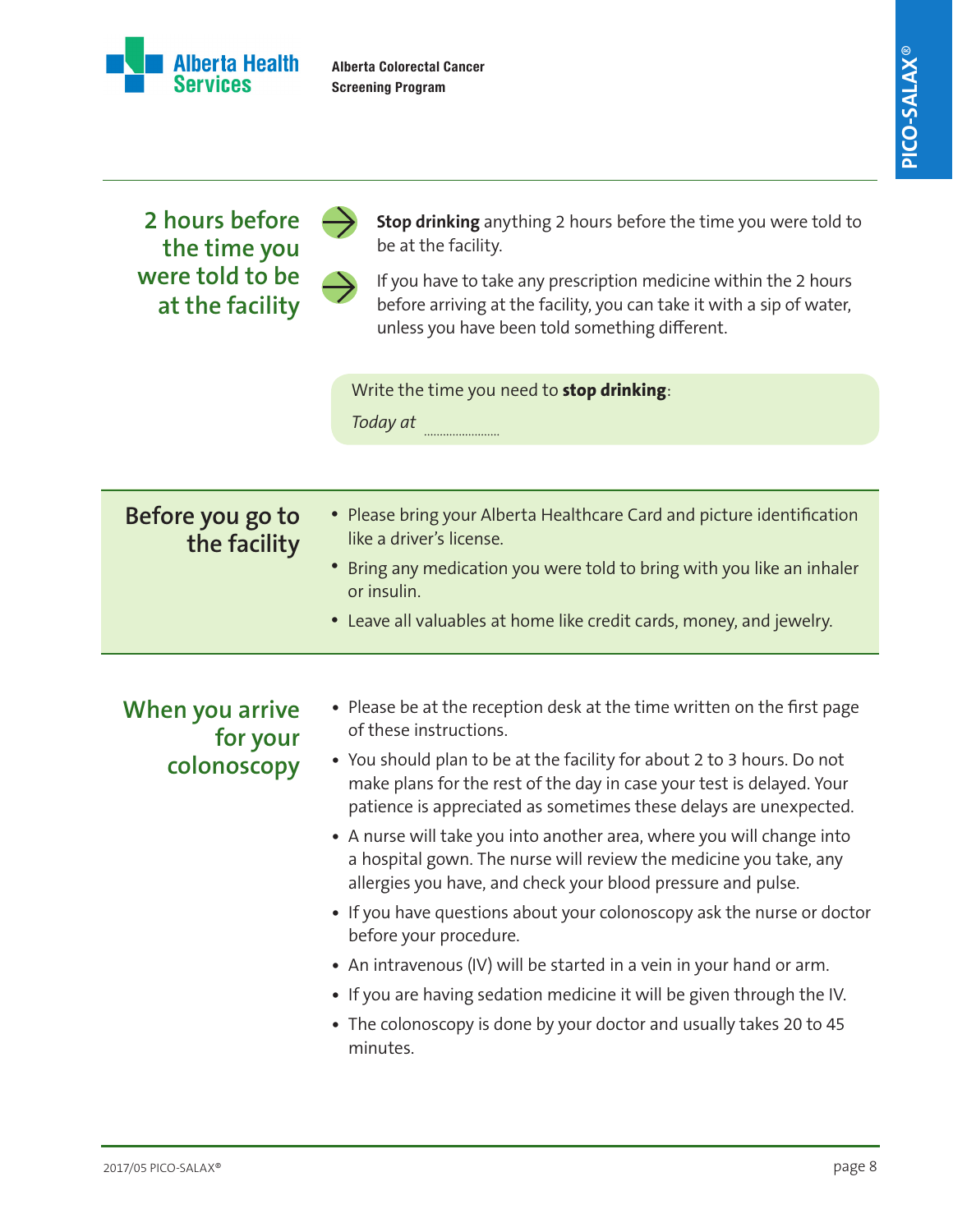## 2 hours before the time you were told to be at the facility

- **Stop drinking** anything 2 hours before the time you were told to be at the facility.
- If you have to take any prescription medicine within the 2 hours before arriving at the facility, you can take it with a sip of water, unless you have been told something different.

Write the time you need to **stop drinking**:

*Today at* ........................

## Before you go to the facility

- Please bring your Alberta Healthcare Card and picture identification like a driver's license.
- Bring any medication you were told to bring with you like an inhaler or insulin.
- Leave all valuables at home like credit cards, money, and jewelry.

## When you arrive for your colonoscopy

- Please be at the reception desk at the time written on the first page of these instructions.
- You should plan to be at the facility for about 2 to 3 hours. Do not make plans for the rest of the day in case your test is delayed. Your patience is appreciated as sometimes these delays are unexpected.
- A nurse will take you into another area, where you will change into a hospital gown. The nurse will review the medicine you take, any allergies you have, and check your blood pressure and pulse.
- If you have questions about your colonoscopy ask the nurse or doctor before your procedure.
- An intravenous (IV) will be started in a vein in your hand or arm.
- If you are having sedation medicine it will be given through the IV.
- The colonoscopy is done by your doctor and usually takes 20 to 45 minutes.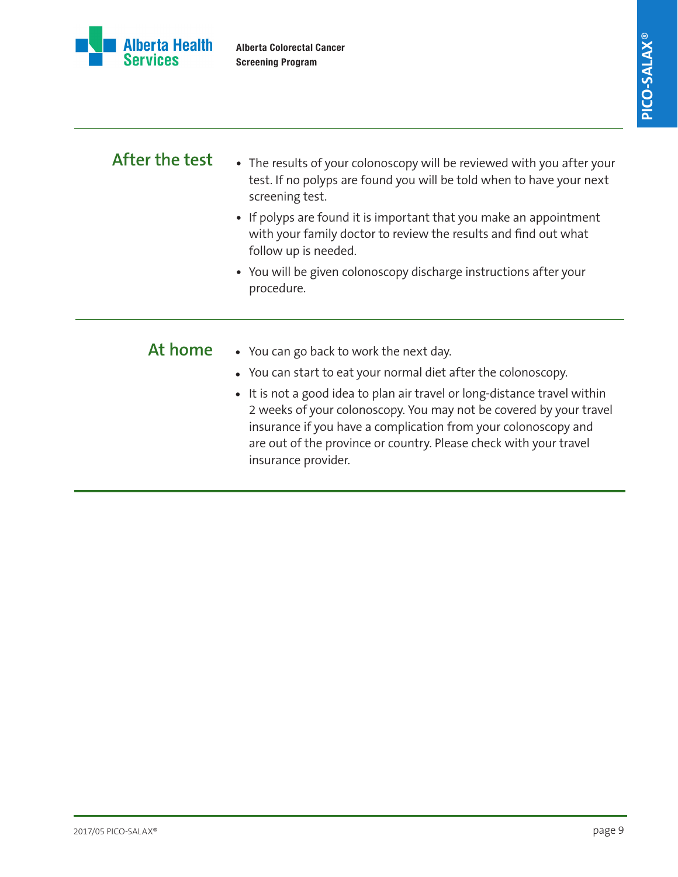## After the test

- The results of your colonoscopy will be reviewed with you after your test. If no polyps are found you will be told when to have your next screening test.
- If polyps are found it is important that you make an appointment with your family doctor to review the results and find out what follow up is needed.
- You will be given colonoscopy discharge instructions after your procedure.

## At home

- You can go back to work the next day.
- You can start to eat your normal diet after the colonoscopy.
- It is not a good idea to plan air travel or long-distance travel within 2 weeks of your colonoscopy. You may not be covered by your travel insurance if you have a complication from your colonoscopy and are out of the province or country. Please check with your travel insurance provider.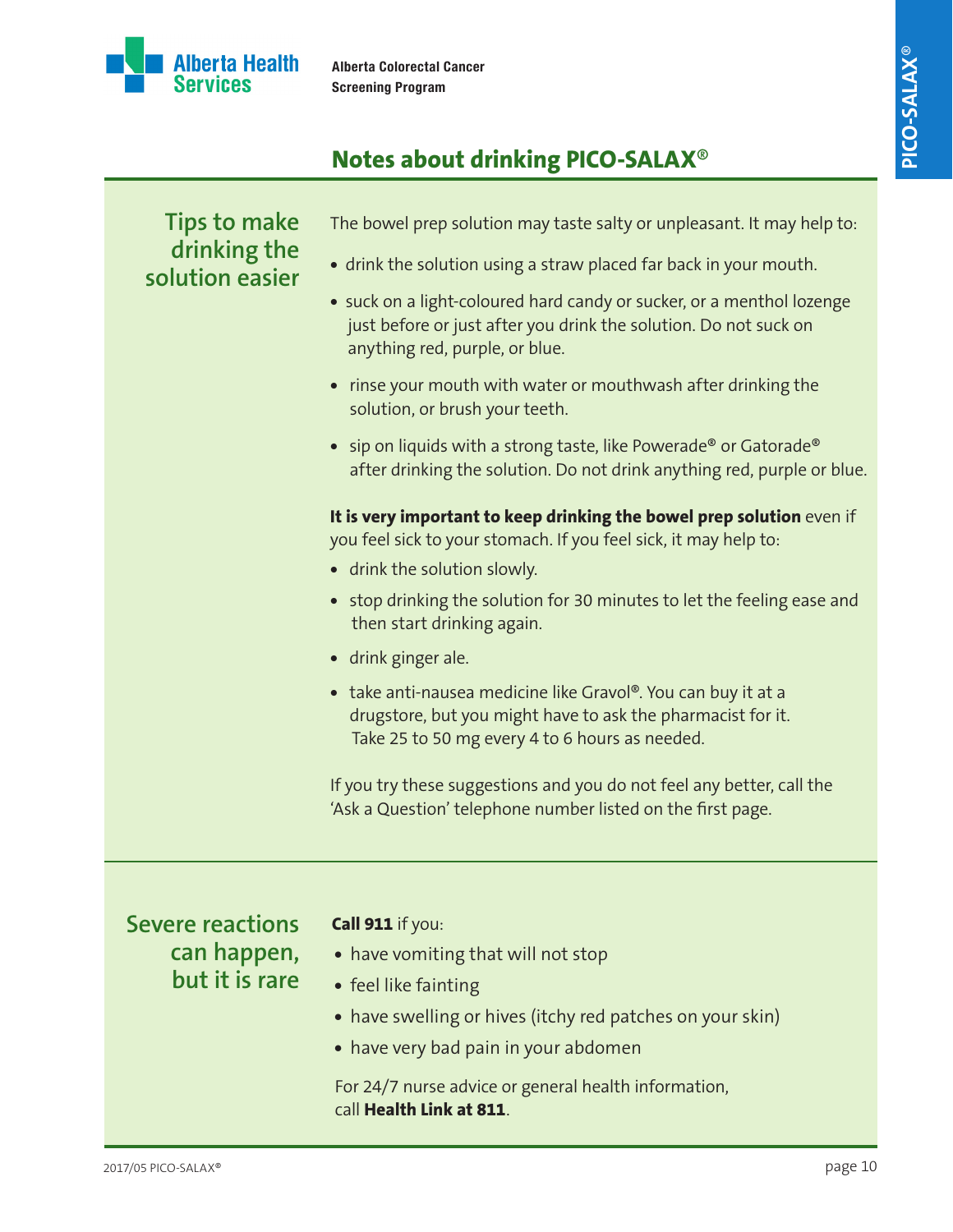## Notes about drinking PICO-SALAX®

### Tips to make drinking the solution easier

The bowel prep solution may taste salty or unpleasant. It may help to:

- drink the solution using a straw placed far back in your mouth.
- suck on a light-coloured hard candy or sucker, or a menthol lozenge just before or just after you drink the solution. Do not suck on anything red, purple, or blue.
- rinse your mouth with water or mouthwash after drinking the solution, or brush your teeth.
- sip on liquids with a strong taste, like Powerade® or Gatorade® after drinking the solution. Do not drink anything red, purple or blue.

**It is very important to keep drinking the bowel prep solution** even if you feel sick to your stomach. If you feel sick, it may help to:

- drink the solution slowly.
- stop drinking the solution for 30 minutes to let the feeling ease and then start drinking again.
- drink ginger ale.
- take anti-nausea medicine like Gravol®. You can buy it at a drugstore, but you might have to ask the pharmacist for it. Take 25 to 50 mg every 4 to 6 hours as needed.

If you try these suggestions and you do not feel any better, call the 'Ask a Question' telephone number listed on the first page.

### Severe reactions can happen, but it is rare

**Call 911** if you:

- have vomiting that will not stop
- feel like fainting
- have swelling or hives (itchy red patches on your skin)
- have very bad pain in your abdomen

For 24/7 nurse advice or general health information, call **Health Link at 811**.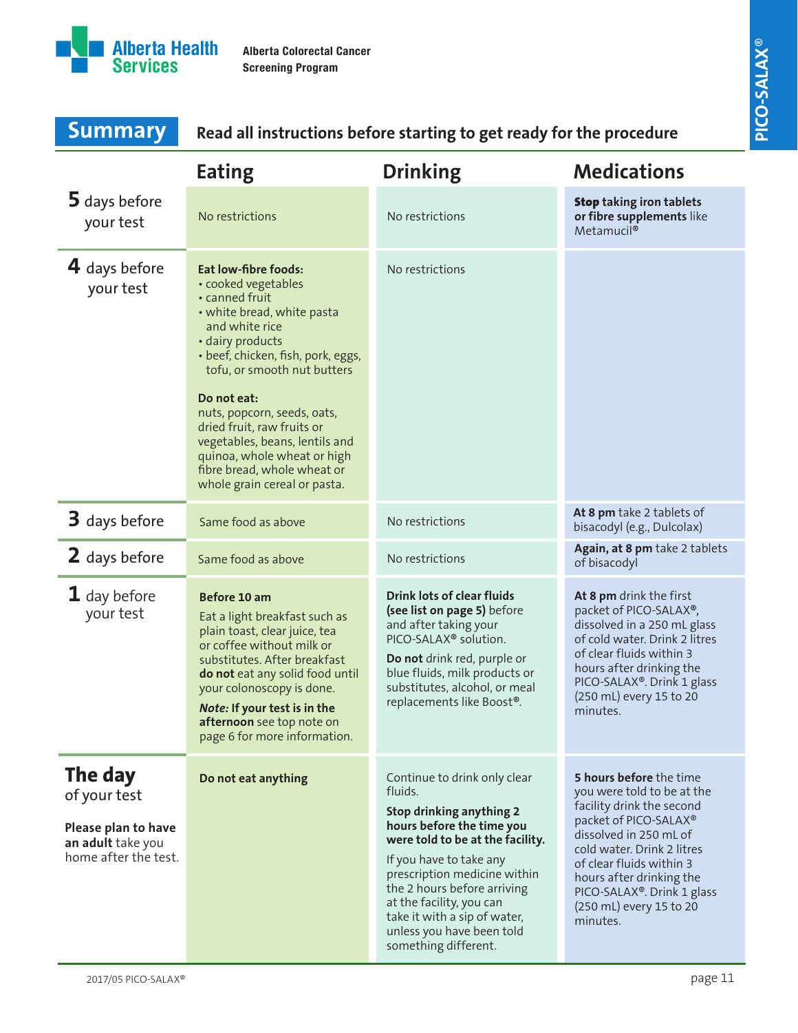Alberta Colorectal Cancer Screening Program

PICO-SALAX®

## Summary

**Read all instructions before starting to get ready for the procedure**

| | Eating | Drinking | Medications |
|---|---|---|---|
| **5** days before your test | No restrictions | No restrictions | **Stop taking iron tablets or fibre supplements** like Metamucil® |
| **4** days before your test | **Eat low-fibre foods:**<br>• cooked vegetables<br>• canned fruit<br>• white bread, white pasta and white rice<br>• dairy products<br>• beef, chicken, fish, pork, eggs, tofu, or smooth nut butters<br><br>**Do not eat:**<br>nuts, popcorn, seeds, oats, dried fruit, raw fruits or vegetables, beans, lentils and quinoa, whole wheat or high fibre bread, whole wheat or whole grain cereal or pasta. | No restrictions | |
| **3** days before | Same food as above | No restrictions | **At 8 pm** take 2 tablets of bisacodyl (e.g., Dulcolax) |
| **2** days before | Same food as above | No restrictions | **Again, at 8 pm** take 2 tablets of bisacodyl |
| **1** day before your test | **Before 10 am**<br>Eat a light breakfast such as plain toast, clear juice, tea or coffee without milk or substitutes. After breakfast **do not** eat any solid food until your colonoscopy is done.<br>***Note:* If your test is in the afternoon** see top note on page 6 for more information. | **Drink lots of clear fluids (see list on page 5)** before and after taking your PICO-SALAX® solution.<br>**Do not** drink red, purple or blue fluids, milk products or substitutes, alcohol, or meal replacements like Boost®. | **At 8 pm** drink the first packet of PICO-SALAX®, dissolved in a 250 mL glass of cold water. Drink 2 litres of clear fluids within 3 hours after drinking the PICO-SALAX®. Drink 1 glass (250 mL) every 15 to 20 minutes. |
| **The day** of your test<br><br>**Please plan to have an adult** take you home after the test. | **Do not eat anything** | Continue to drink only clear fluids.<br>**Stop drinking anything 2 hours before the time you were told to be at the facility.**<br>If you have to take any prescription medicine within the 2 hours before arriving at the facility, you can take it with a sip of water, unless you have been told something different. | **5 hours before** the time you were told to be at the facility drink the second packet of PICO-SALAX® dissolved in 250 mL of cold water. Drink 2 litres of clear fluids within 3 hours after drinking the PICO-SALAX®. Drink 1 glass (250 mL) every 15 to 20 minutes. |

2017/05 PICO-SALAX®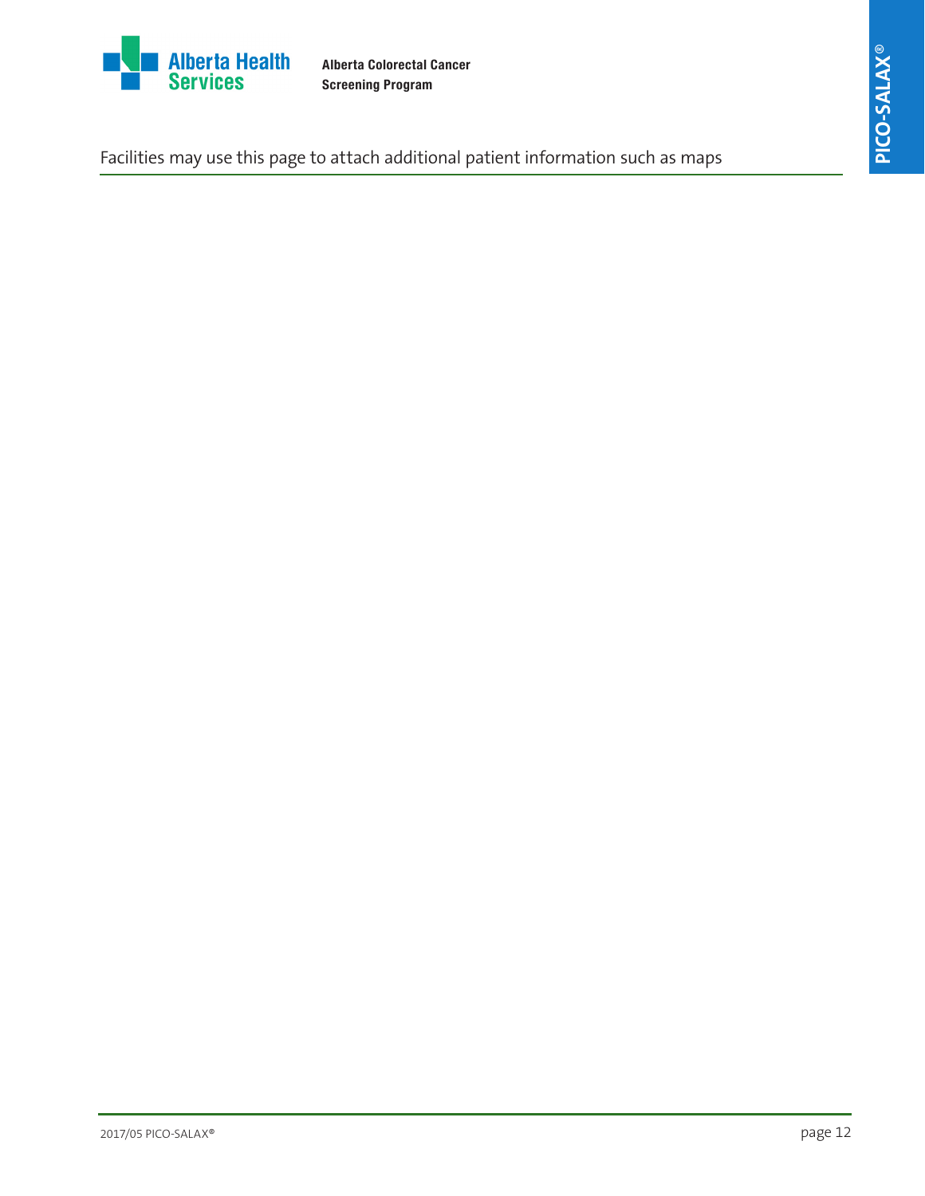Facilities may use this page to attach additional patient information such as maps